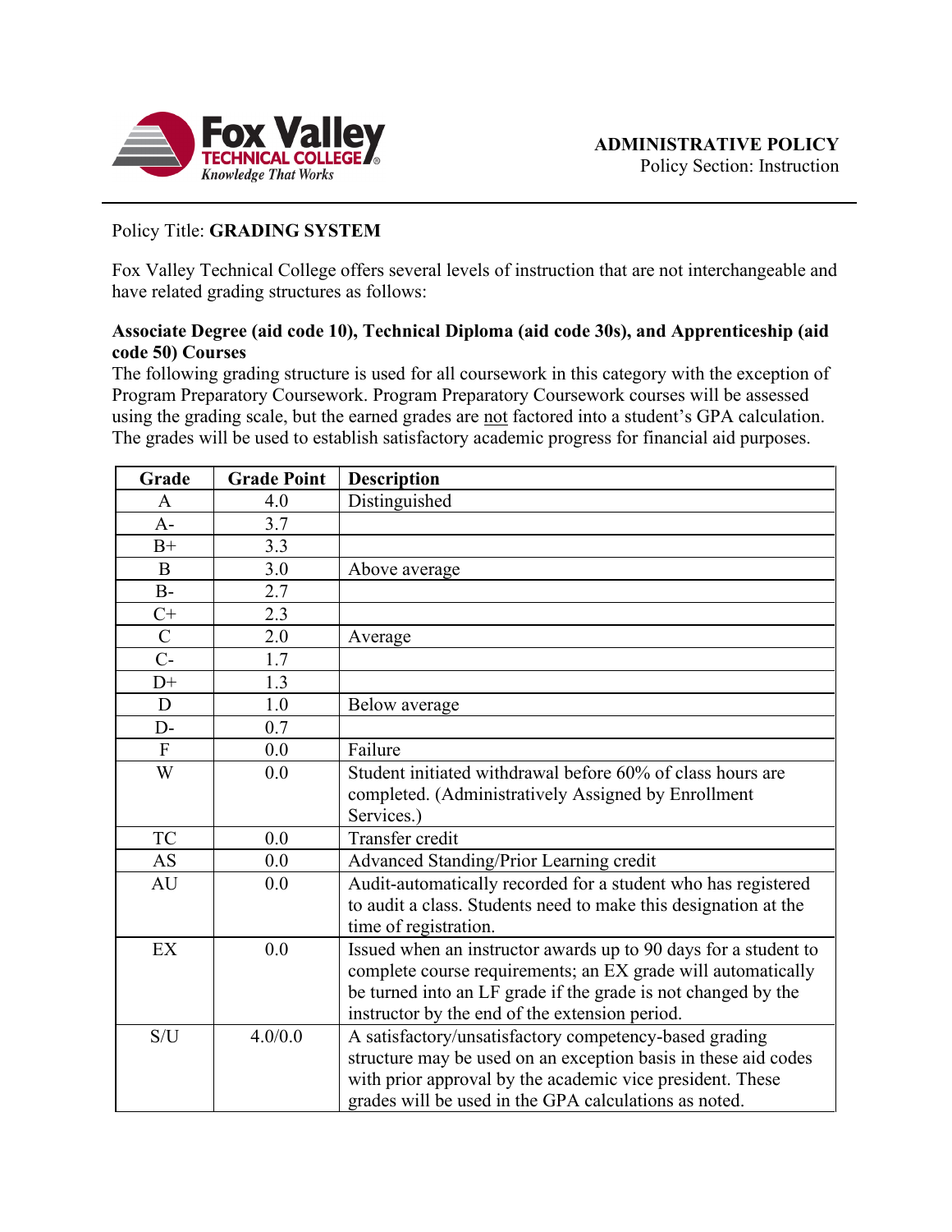**ADMINISTRATIVE POLICY**
Policy Section: Instruction

Policy Title: **GRADING SYSTEM**

Fox Valley Technical College offers several levels of instruction that are not interchangeable and have related grading structures as follows:

**Associate Degree (aid code 10), Technical Diploma (aid code 30s), and Apprenticeship (aid code 50) Courses**

The following grading structure is used for all coursework in this category with the exception of Program Preparatory Coursework. Program Preparatory Coursework courses will be assessed using the grading scale, but the earned grades are not factored into a student's GPA calculation. The grades will be used to establish satisfactory academic progress for financial aid purposes.

| Grade | Grade Point | Description |
|---|---|---|
| A | 4.0 | Distinguished |
| A- | 3.7 | |
| B+ | 3.3 | |
| B | 3.0 | Above average |
| B- | 2.7 | |
| C+ | 2.3 | |
| C | 2.0 | Average |
| C- | 1.7 | |
| D+ | 1.3 | |
| D | 1.0 | Below average |
| D- | 0.7 | |
| F | 0.0 | Failure |
| W | 0.0 | Student initiated withdrawal before 60% of class hours are completed. (Administratively Assigned by Enrollment Services.) |
| TC | 0.0 | Transfer credit |
| AS | 0.0 | Advanced Standing/Prior Learning credit |
| AU | 0.0 | Audit-automatically recorded for a student who has registered to audit a class. Students need to make this designation at the time of registration. |
| EX | 0.0 | Issued when an instructor awards up to 90 days for a student to complete course requirements; an EX grade will automatically be turned into an LF grade if the grade is not changed by the instructor by the end of the extension period. |
| S/U | 4.0/0.0 | A satisfactory/unsatisfactory competency-based grading structure may be used on an exception basis in these aid codes with prior approval by the academic vice president. These grades will be used in the GPA calculations as noted. |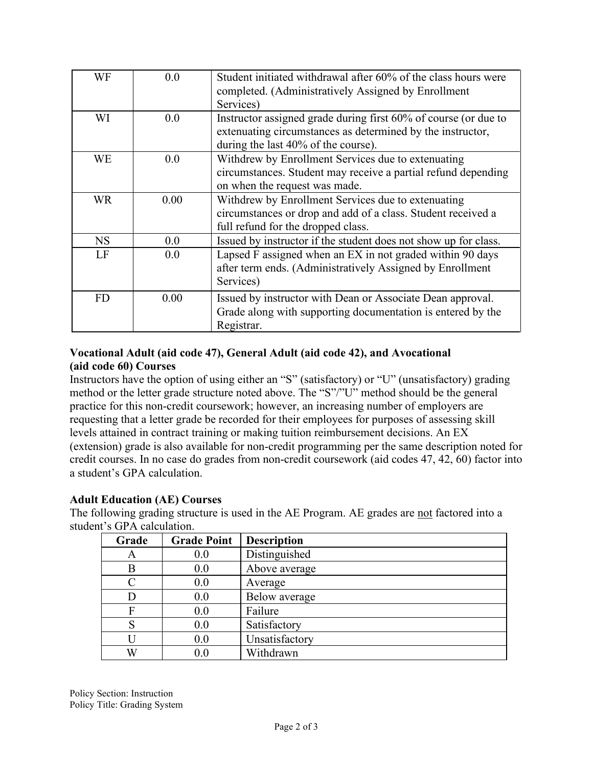| | | |
|---|---|---|
| WF | 0.0 | Student initiated withdrawal after 60% of the class hours were completed. (Administratively Assigned by Enrollment Services) |
| WI | 0.0 | Instructor assigned grade during first 60% of course (or due to extenuating circumstances as determined by the instructor, during the last 40% of the course). |
| WE | 0.0 | Withdrew by Enrollment Services due to extenuating circumstances. Student may receive a partial refund depending on when the request was made. |
| WR | 0.00 | Withdrew by Enrollment Services due to extenuating circumstances or drop and add of a class. Student received a full refund for the dropped class. |
| NS | 0.0 | Issued by instructor if the student does not show up for class. |
| LF | 0.0 | Lapsed F assigned when an EX in not graded within 90 days after term ends. (Administratively Assigned by Enrollment Services) |
| FD | 0.00 | Issued by instructor with Dean or Associate Dean approval. Grade along with supporting documentation is entered by the Registrar. |

**Vocational Adult (aid code 47), General Adult (aid code 42), and Avocational (aid code 60) Courses**

Instructors have the option of using either an "S" (satisfactory) or "U" (unsatisfactory) grading method or the letter grade structure noted above. The "S"/"U" method should be the general practice for this non-credit coursework; however, an increasing number of employers are requesting that a letter grade be recorded for their employees for purposes of assessing skill levels attained in contract training or making tuition reimbursement decisions. An EX (extension) grade is also available for non-credit programming per the same description noted for credit courses. In no case do grades from non-credit coursework (aid codes 47, 42, 60) factor into a student's GPA calculation.

**Adult Education (AE) Courses**

The following grading structure is used in the AE Program. AE grades are <u>not</u> factored into a student's GPA calculation.

| Grade | Grade Point | Description |
|---|---|---|
| A | 0.0 | Distinguished |
| B | 0.0 | Above average |
| C | 0.0 | Average |
| D | 0.0 | Below average |
| F | 0.0 | Failure |
| S | 0.0 | Satisfactory |
| U | 0.0 | Unsatisfactory |
| W | 0.0 | Withdrawn |

Policy Section: Instruction
Policy Title: Grading System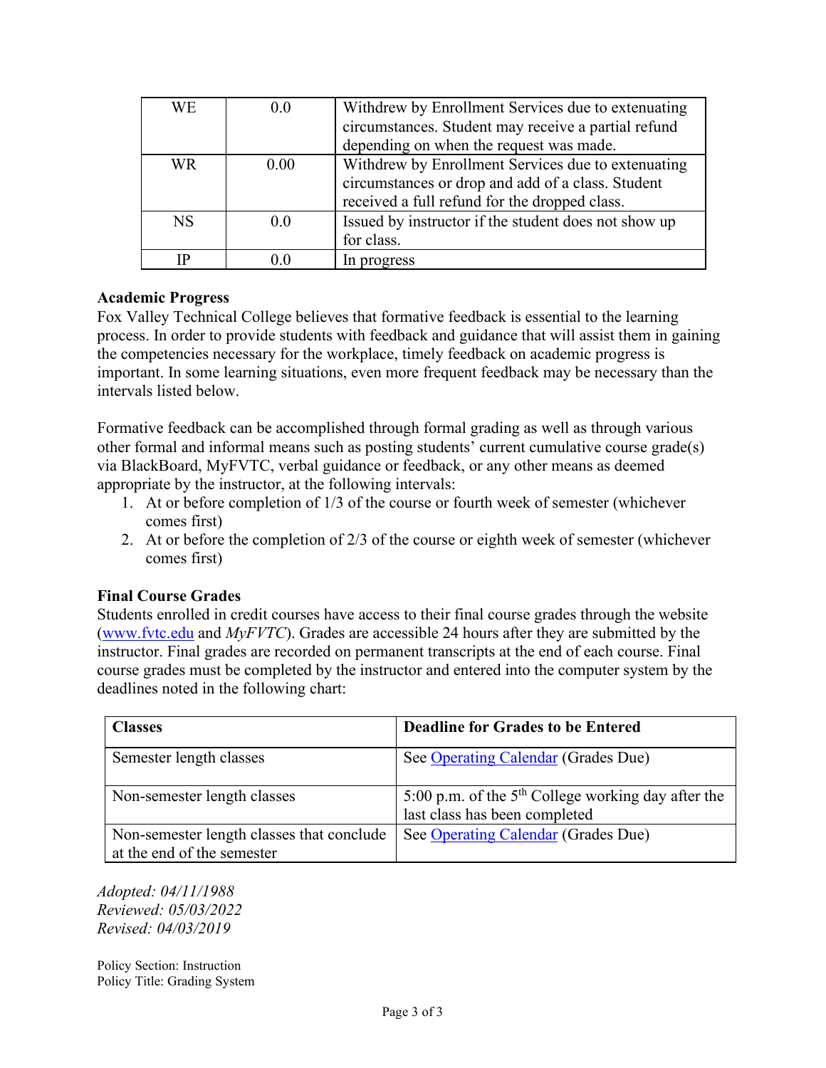| | | |
|---|---|---|
| WE | 0.0 | Withdrew by Enrollment Services due to extenuating circumstances. Student may receive a partial refund depending on when the request was made. |
| WR | 0.00 | Withdrew by Enrollment Services due to extenuating circumstances or drop and add of a class. Student received a full refund for the dropped class. |
| NS | 0.0 | Issued by instructor if the student does not show up for class. |
| IP | 0.0 | In progress |

**Academic Progress**

Fox Valley Technical College believes that formative feedback is essential to the learning process. In order to provide students with feedback and guidance that will assist them in gaining the competencies necessary for the workplace, timely feedback on academic progress is important. In some learning situations, even more frequent feedback may be necessary than the intervals listed below.

Formative feedback can be accomplished through formal grading as well as through various other formal and informal means such as posting students' current cumulative course grade(s) via BlackBoard, MyFVTC, verbal guidance or feedback, or any other means as deemed appropriate by the instructor, at the following intervals:

1. At or before completion of 1/3 of the course or fourth week of semester (whichever comes first)
2. At or before the completion of 2/3 of the course or eighth week of semester (whichever comes first)

**Final Course Grades**

Students enrolled in credit courses have access to their final course grades through the website (www.fvtc.edu and *MyFVTC*). Grades are accessible 24 hours after they are submitted by the instructor. Final grades are recorded on permanent transcripts at the end of each course. Final course grades must be completed by the instructor and entered into the computer system by the deadlines noted in the following chart:

| **Classes** | **Deadline for Grades to be Entered** |
|---|---|
| Semester length classes | See Operating Calendar (Grades Due) |
| Non-semester length classes | 5:00 p.m. of the 5th College working day after the last class has been completed |
| Non-semester length classes that conclude at the end of the semester | See Operating Calendar (Grades Due) |

*Adopted: 04/11/1988*
*Reviewed: 05/03/2022*
*Revised: 04/03/2019*

Policy Section: Instruction
Policy Title: Grading System